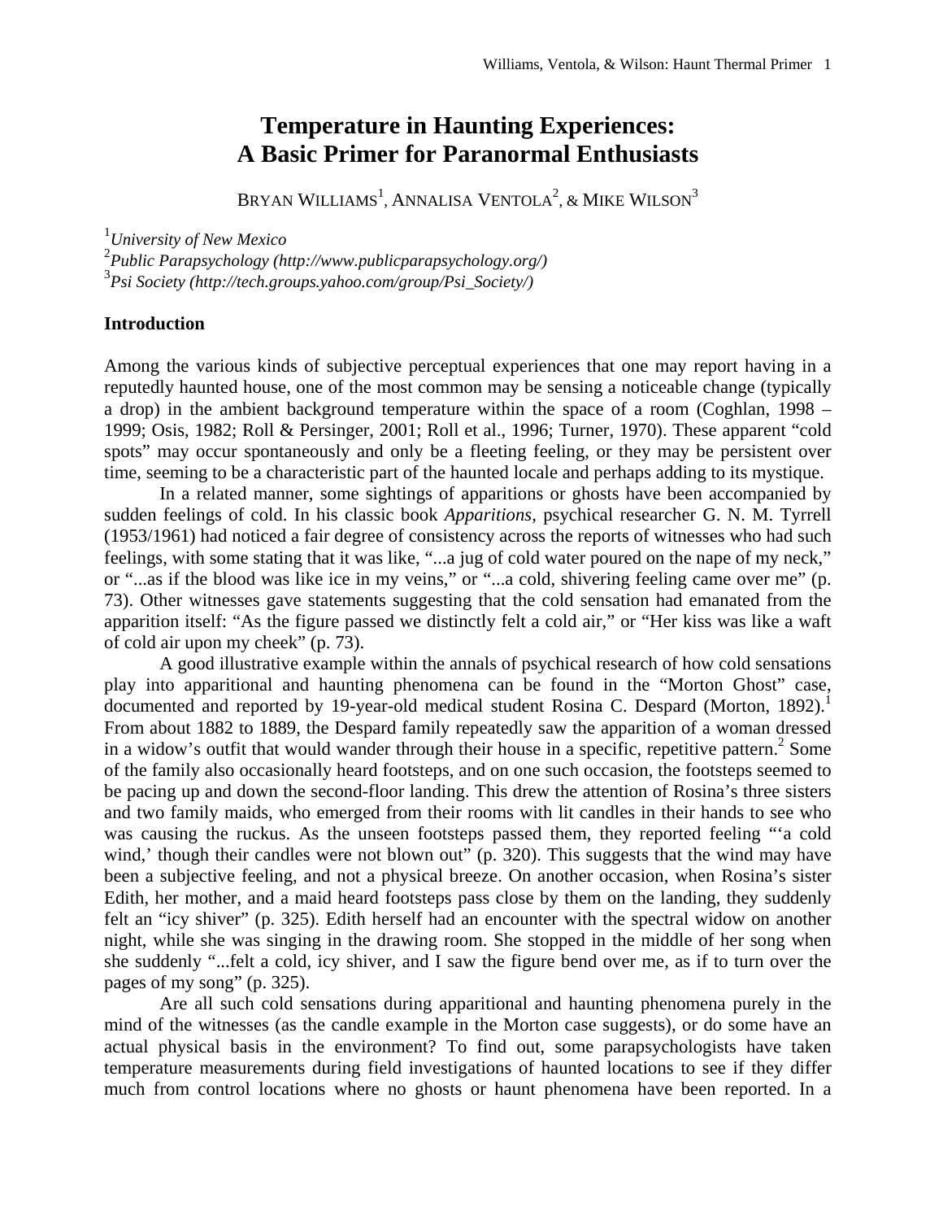# Temperature in Haunting Experiences: A Basic Primer for Paranormal Enthusiasts

BRYAN WILLIAMS[1], ANNALISA VENTOLA[2], & MIKE WILSON[3]

[1]*University of New Mexico*
[2]*Public Parapsychology (http://www.publicparapsychology.org/)*
[3]*Psi Society (http://tech.groups.yahoo.com/group/Psi_Society/)*

## Introduction

Among the various kinds of subjective perceptual experiences that one may report having in a reputedly haunted house, one of the most common may be sensing a noticeable change (typically a drop) in the ambient background temperature within the space of a room (Coghlan, 1998 – 1999; Osis, 1982; Roll & Persinger, 2001; Roll et al., 1996; Turner, 1970). These apparent "cold spots" may occur spontaneously and only be a fleeting feeling, or they may be persistent over time, seeming to be a characteristic part of the haunted locale and perhaps adding to its mystique.

In a related manner, some sightings of apparitions or ghosts have been accompanied by sudden feelings of cold. In his classic book *Apparitions*, psychical researcher G. N. M. Tyrrell (1953/1961) had noticed a fair degree of consistency across the reports of witnesses who had such feelings, with some stating that it was like, "...a jug of cold water poured on the nape of my neck," or "...as if the blood was like ice in my veins," or "...a cold, shivering feeling came over me" (p. 73). Other witnesses gave statements suggesting that the cold sensation had emanated from the apparition itself: "As the figure passed we distinctly felt a cold air," or "Her kiss was like a waft of cold air upon my cheek" (p. 73).

A good illustrative example within the annals of psychical research of how cold sensations play into apparitional and haunting phenomena can be found in the "Morton Ghost" case, documented and reported by 19-year-old medical student Rosina C. Despard (Morton, 1892).[1] From about 1882 to 1889, the Despard family repeatedly saw the apparition of a woman dressed in a widow's outfit that would wander through their house in a specific, repetitive pattern.[2] Some of the family also occasionally heard footsteps, and on one such occasion, the footsteps seemed to be pacing up and down the second-floor landing. This drew the attention of Rosina's three sisters and two family maids, who emerged from their rooms with lit candles in their hands to see who was causing the ruckus. As the unseen footsteps passed them, they reported feeling "'a cold wind,' though their candles were not blown out" (p. 320). This suggests that the wind may have been a subjective feeling, and not a physical breeze. On another occasion, when Rosina's sister Edith, her mother, and a maid heard footsteps pass close by them on the landing, they suddenly felt an "icy shiver" (p. 325). Edith herself had an encounter with the spectral widow on another night, while she was singing in the drawing room. She stopped in the middle of her song when she suddenly "...felt a cold, icy shiver, and I saw the figure bend over me, as if to turn over the pages of my song" (p. 325).

Are all such cold sensations during apparitional and haunting phenomena purely in the mind of the witnesses (as the candle example in the Morton case suggests), or do some have an actual physical basis in the environment? To find out, some parapsychologists have taken temperature measurements during field investigations of haunted locations to see if they differ much from control locations where no ghosts or haunt phenomena have been reported. In a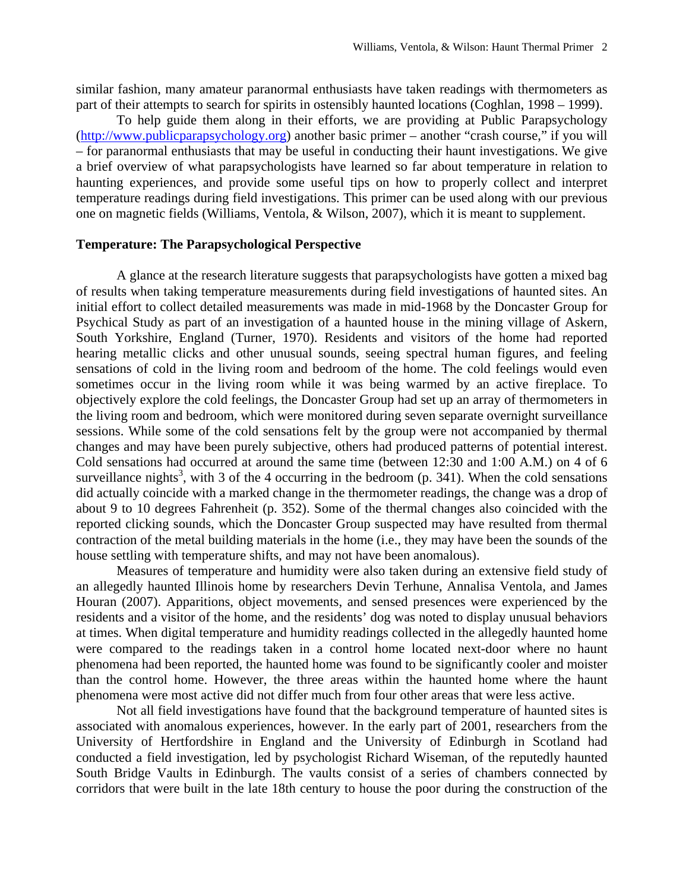similar fashion, many amateur paranormal enthusiasts have taken readings with thermometers as part of their attempts to search for spirits in ostensibly haunted locations (Coghlan, 1998 – 1999).

To help guide them along in their efforts, we are providing at Public Parapsychology (http://www.publicparapsychology.org) another basic primer – another "crash course," if you will – for paranormal enthusiasts that may be useful in conducting their haunt investigations. We give a brief overview of what parapsychologists have learned so far about temperature in relation to haunting experiences, and provide some useful tips on how to properly collect and interpret temperature readings during field investigations. This primer can be used along with our previous one on magnetic fields (Williams, Ventola, & Wilson, 2007), which it is meant to supplement.

## Temperature: The Parapsychological Perspective

A glance at the research literature suggests that parapsychologists have gotten a mixed bag of results when taking temperature measurements during field investigations of haunted sites. An initial effort to collect detailed measurements was made in mid-1968 by the Doncaster Group for Psychical Study as part of an investigation of a haunted house in the mining village of Askern, South Yorkshire, England (Turner, 1970). Residents and visitors of the home had reported hearing metallic clicks and other unusual sounds, seeing spectral human figures, and feeling sensations of cold in the living room and bedroom of the home. The cold feelings would even sometimes occur in the living room while it was being warmed by an active fireplace. To objectively explore the cold feelings, the Doncaster Group had set up an array of thermometers in the living room and bedroom, which were monitored during seven separate overnight surveillance sessions. While some of the cold sensations felt by the group were not accompanied by thermal changes and may have been purely subjective, others had produced patterns of potential interest. Cold sensations had occurred at around the same time (between 12:30 and 1:00 A.M.) on 4 of 6 surveillance nights[3], with 3 of the 4 occurring in the bedroom (p. 341). When the cold sensations did actually coincide with a marked change in the thermometer readings, the change was a drop of about 9 to 10 degrees Fahrenheit (p. 352). Some of the thermal changes also coincided with the reported clicking sounds, which the Doncaster Group suspected may have resulted from thermal contraction of the metal building materials in the home (i.e., they may have been the sounds of the house settling with temperature shifts, and may not have been anomalous).

Measures of temperature and humidity were also taken during an extensive field study of an allegedly haunted Illinois home by researchers Devin Terhune, Annalisa Ventola, and James Houran (2007). Apparitions, object movements, and sensed presences were experienced by the residents and a visitor of the home, and the residents' dog was noted to display unusual behaviors at times. When digital temperature and humidity readings collected in the allegedly haunted home were compared to the readings taken in a control home located next-door where no haunt phenomena had been reported, the haunted home was found to be significantly cooler and moister than the control home. However, the three areas within the haunted home where the haunt phenomena were most active did not differ much from four other areas that were less active.

Not all field investigations have found that the background temperature of haunted sites is associated with anomalous experiences, however. In the early part of 2001, researchers from the University of Hertfordshire in England and the University of Edinburgh in Scotland had conducted a field investigation, led by psychologist Richard Wiseman, of the reputedly haunted South Bridge Vaults in Edinburgh. The vaults consist of a series of chambers connected by corridors that were built in the late 18th century to house the poor during the construction of the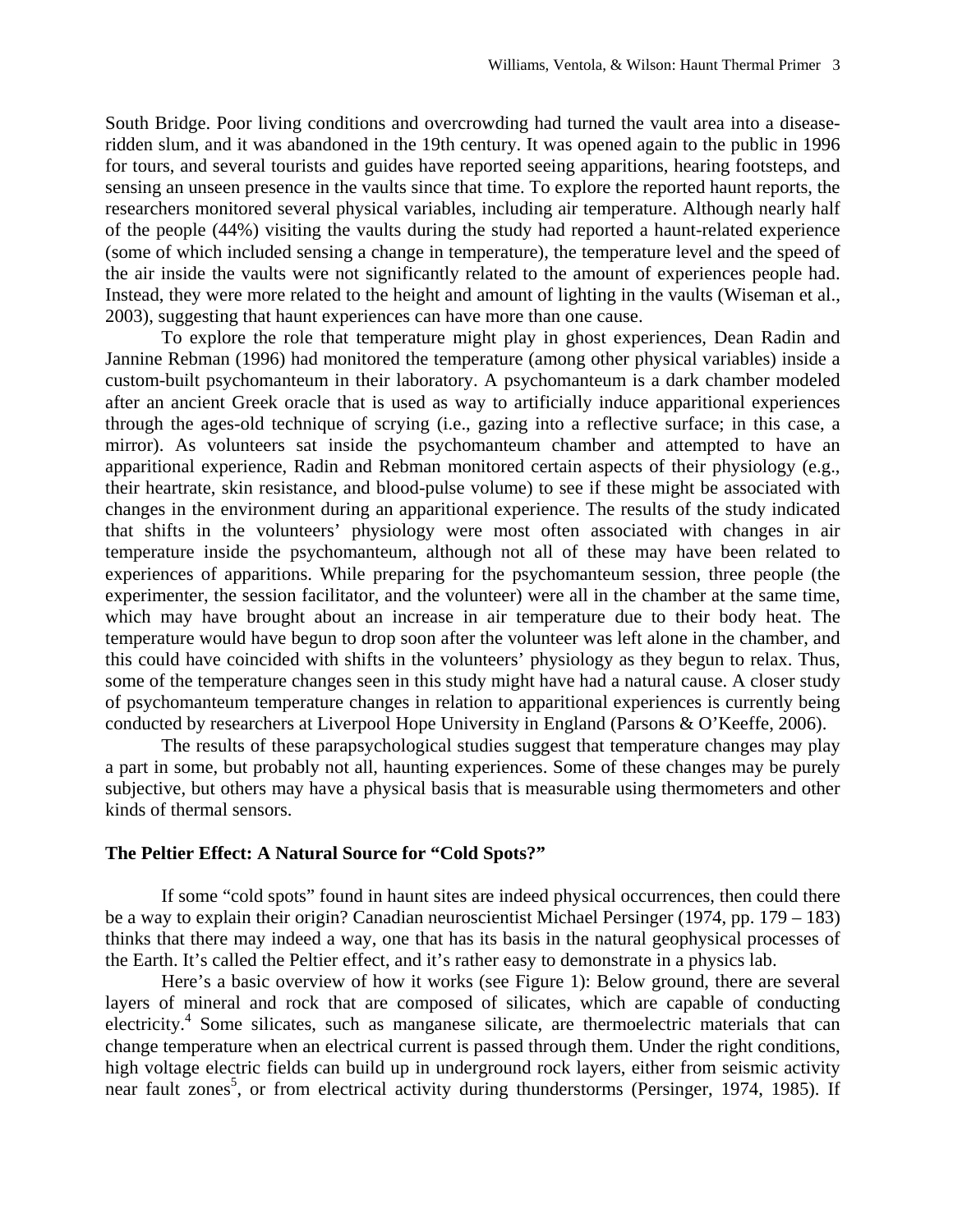South Bridge. Poor living conditions and overcrowding had turned the vault area into a disease-ridden slum, and it was abandoned in the 19th century. It was opened again to the public in 1996 for tours, and several tourists and guides have reported seeing apparitions, hearing footsteps, and sensing an unseen presence in the vaults since that time. To explore the reported haunt reports, the researchers monitored several physical variables, including air temperature. Although nearly half of the people (44%) visiting the vaults during the study had reported a haunt-related experience (some of which included sensing a change in temperature), the temperature level and the speed of the air inside the vaults were not significantly related to the amount of experiences people had. Instead, they were more related to the height and amount of lighting in the vaults (Wiseman et al., 2003), suggesting that haunt experiences can have more than one cause.

To explore the role that temperature might play in ghost experiences, Dean Radin and Jannine Rebman (1996) had monitored the temperature (among other physical variables) inside a custom-built psychomanteum in their laboratory. A psychomanteum is a dark chamber modeled after an ancient Greek oracle that is used as way to artificially induce apparitional experiences through the ages-old technique of scrying (i.e., gazing into a reflective surface; in this case, a mirror). As volunteers sat inside the psychomanteum chamber and attempted to have an apparitional experience, Radin and Rebman monitored certain aspects of their physiology (e.g., their heartrate, skin resistance, and blood-pulse volume) to see if these might be associated with changes in the environment during an apparitional experience. The results of the study indicated that shifts in the volunteers' physiology were most often associated with changes in air temperature inside the psychomanteum, although not all of these may have been related to experiences of apparitions. While preparing for the psychomanteum session, three people (the experimenter, the session facilitator, and the volunteer) were all in the chamber at the same time, which may have brought about an increase in air temperature due to their body heat. The temperature would have begun to drop soon after the volunteer was left alone in the chamber, and this could have coincided with shifts in the volunteers' physiology as they begun to relax. Thus, some of the temperature changes seen in this study might have had a natural cause. A closer study of psychomanteum temperature changes in relation to apparitional experiences is currently being conducted by researchers at Liverpool Hope University in England (Parsons & O'Keeffe, 2006).

The results of these parapsychological studies suggest that temperature changes may play a part in some, but probably not all, haunting experiences. Some of these changes may be purely subjective, but others may have a physical basis that is measurable using thermometers and other kinds of thermal sensors.

## The Peltier Effect: A Natural Source for "Cold Spots?"

If some "cold spots" found in haunt sites are indeed physical occurrences, then could there be a way to explain their origin? Canadian neuroscientist Michael Persinger (1974, pp. 179 – 183) thinks that there may indeed a way, one that has its basis in the natural geophysical processes of the Earth. It's called the Peltier effect, and it's rather easy to demonstrate in a physics lab.

Here's a basic overview of how it works (see Figure 1): Below ground, there are several layers of mineral and rock that are composed of silicates, which are capable of conducting electricity.[4] Some silicates, such as manganese silicate, are thermoelectric materials that can change temperature when an electrical current is passed through them. Under the right conditions, high voltage electric fields can build up in underground rock layers, either from seismic activity near fault zones[5], or from electrical activity during thunderstorms (Persinger, 1974, 1985). If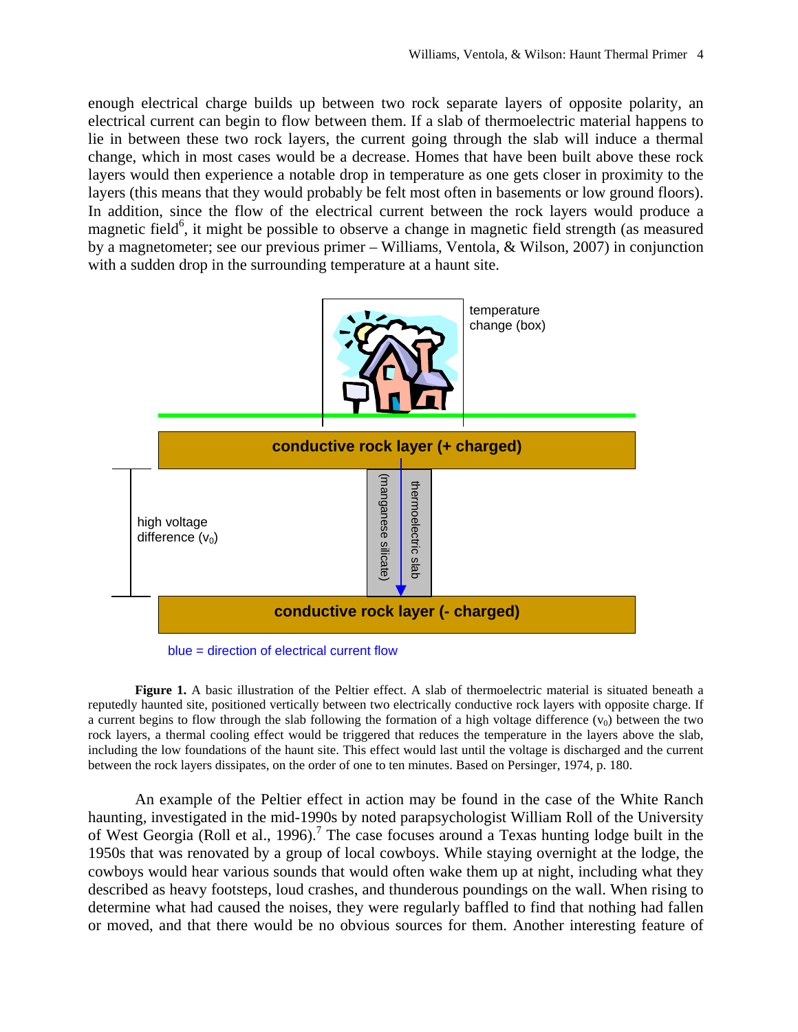enough electrical charge builds up between two rock separate layers of opposite polarity, an electrical current can begin to flow between them. If a slab of thermoelectric material happens to lie in between these two rock layers, the current going through the slab will induce a thermal change, which in most cases would be a decrease. Homes that have been built above these rock layers would then experience a notable drop in temperature as one gets closer in proximity to the layers (this means that they would probably be felt most often in basements or low ground floors). In addition, since the flow of the electrical current between the rock layers would produce a magnetic field[6], it might be possible to observe a change in magnetic field strength (as measured by a magnetometer; see our previous primer – Williams, Ventola, & Wilson, 2007) in conjunction with a sudden drop in the surrounding temperature at a haunt site.

**Figure 1.** A basic illustration of the Peltier effect. A slab of thermoelectric material is situated beneath a reputedly haunted site, positioned vertically between two electrically conductive rock layers with opposite charge. If a current begins to flow through the slab following the formation of a high voltage difference ($v_0$) between the two rock layers, a thermal cooling effect would be triggered that reduces the temperature in the layers above the slab, including the low foundations of the haunt site. This effect would last until the voltage is discharged and the current between the rock layers dissipates, on the order of one to ten minutes. Based on Persinger, 1974, p. 180.

An example of the Peltier effect in action may be found in the case of the White Ranch haunting, investigated in the mid-1990s by noted parapsychologist William Roll of the University of West Georgia (Roll et al., 1996).[7] The case focuses around a Texas hunting lodge built in the 1950s that was renovated by a group of local cowboys. While staying overnight at the lodge, the cowboys would hear various sounds that would often wake them up at night, including what they described as heavy footsteps, loud crashes, and thunderous poundings on the wall. When rising to determine what had caused the noises, they were regularly baffled to find that nothing had fallen or moved, and that there would be no obvious sources for them. Another interesting feature of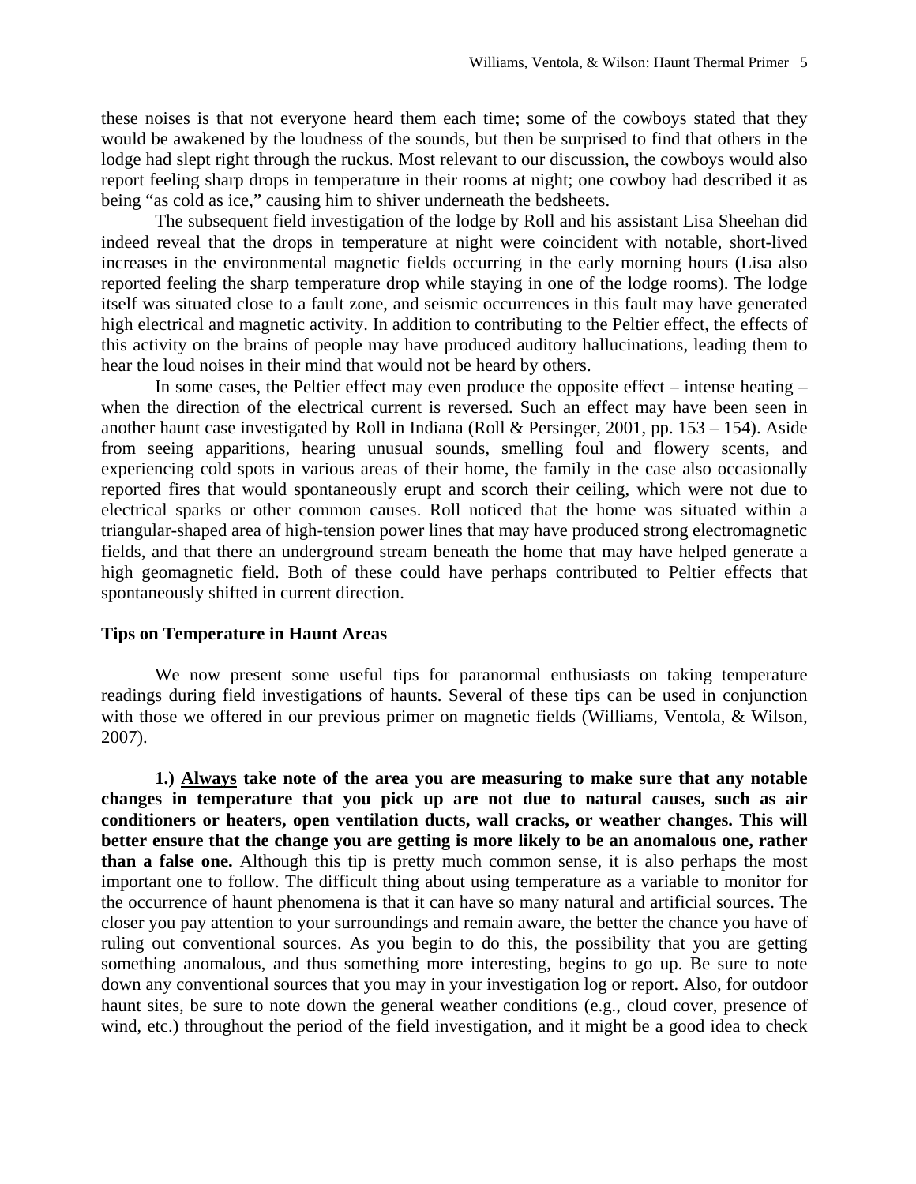these noises is that not everyone heard them each time; some of the cowboys stated that they would be awakened by the loudness of the sounds, but then be surprised to find that others in the lodge had slept right through the ruckus. Most relevant to our discussion, the cowboys would also report feeling sharp drops in temperature in their rooms at night; one cowboy had described it as being "as cold as ice," causing him to shiver underneath the bedsheets.

The subsequent field investigation of the lodge by Roll and his assistant Lisa Sheehan did indeed reveal that the drops in temperature at night were coincident with notable, short-lived increases in the environmental magnetic fields occurring in the early morning hours (Lisa also reported feeling the sharp temperature drop while staying in one of the lodge rooms). The lodge itself was situated close to a fault zone, and seismic occurrences in this fault may have generated high electrical and magnetic activity. In addition to contributing to the Peltier effect, the effects of this activity on the brains of people may have produced auditory hallucinations, leading them to hear the loud noises in their mind that would not be heard by others.

In some cases, the Peltier effect may even produce the opposite effect – intense heating – when the direction of the electrical current is reversed. Such an effect may have been seen in another haunt case investigated by Roll in Indiana (Roll & Persinger, 2001, pp. 153 – 154). Aside from seeing apparitions, hearing unusual sounds, smelling foul and flowery scents, and experiencing cold spots in various areas of their home, the family in the case also occasionally reported fires that would spontaneously erupt and scorch their ceiling, which were not due to electrical sparks or other common causes. Roll noticed that the home was situated within a triangular-shaped area of high-tension power lines that may have produced strong electromagnetic fields, and that there an underground stream beneath the home that may have helped generate a high geomagnetic field. Both of these could have perhaps contributed to Peltier effects that spontaneously shifted in current direction.

**Tips on Temperature in Haunt Areas**

We now present some useful tips for paranormal enthusiasts on taking temperature readings during field investigations of haunts. Several of these tips can be used in conjunction with those we offered in our previous primer on magnetic fields (Williams, Ventola, & Wilson, 2007).

**1.) <u>Always</u> take note of the area you are measuring to make sure that any notable changes in temperature that you pick up are not due to natural causes, such as air conditioners or heaters, open ventilation ducts, wall cracks, or weather changes. This will better ensure that the change you are getting is more likely to be an anomalous one, rather than a false one.** Although this tip is pretty much common sense, it is also perhaps the most important one to follow. The difficult thing about using temperature as a variable to monitor for the occurrence of haunt phenomena is that it can have so many natural and artificial sources. The closer you pay attention to your surroundings and remain aware, the better the chance you have of ruling out conventional sources. As you begin to do this, the possibility that you are getting something anomalous, and thus something more interesting, begins to go up. Be sure to note down any conventional sources that you may in your investigation log or report. Also, for outdoor haunt sites, be sure to note down the general weather conditions (e.g., cloud cover, presence of wind, etc.) throughout the period of the field investigation, and it might be a good idea to check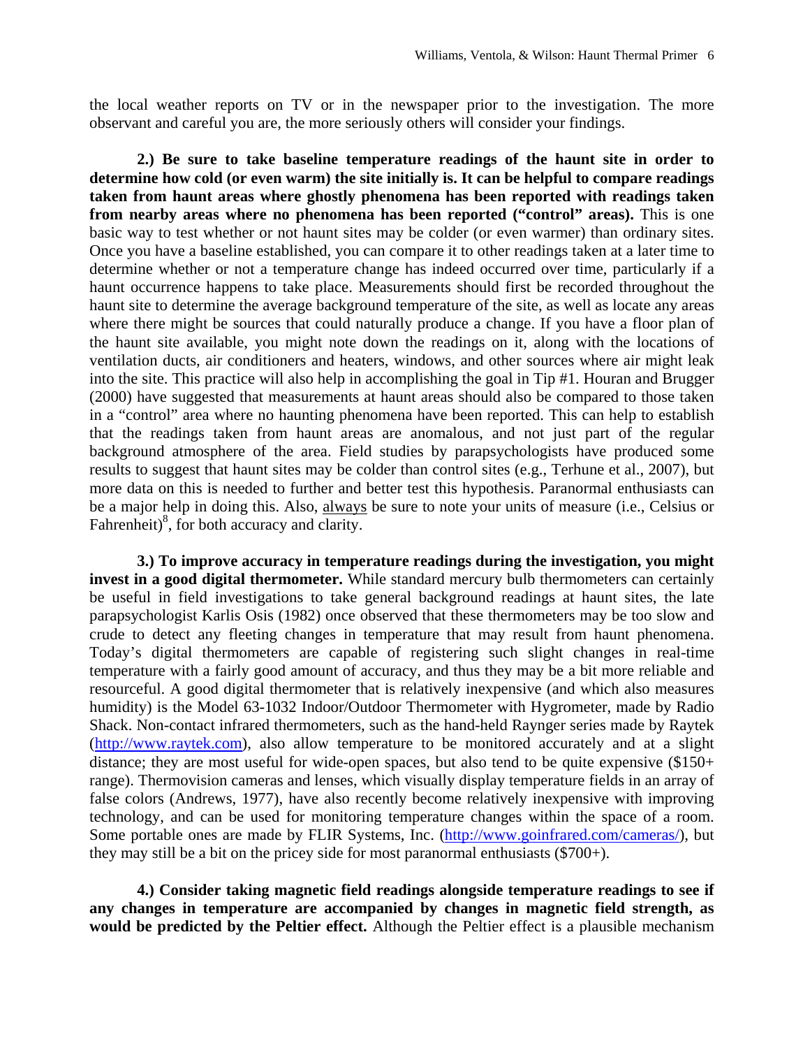the local weather reports on TV or in the newspaper prior to the investigation. The more observant and careful you are, the more seriously others will consider your findings.

**2.) Be sure to take baseline temperature readings of the haunt site in order to determine how cold (or even warm) the site initially is. It can be helpful to compare readings taken from haunt areas where ghostly phenomena has been reported with readings taken from nearby areas where no phenomena has been reported ("control" areas).** This is one basic way to test whether or not haunt sites may be colder (or even warmer) than ordinary sites. Once you have a baseline established, you can compare it to other readings taken at a later time to determine whether or not a temperature change has indeed occurred over time, particularly if a haunt occurrence happens to take place. Measurements should first be recorded throughout the haunt site to determine the average background temperature of the site, as well as locate any areas where there might be sources that could naturally produce a change. If you have a floor plan of the haunt site available, you might note down the readings on it, along with the locations of ventilation ducts, air conditioners and heaters, windows, and other sources where air might leak into the site. This practice will also help in accomplishing the goal in Tip #1. Houran and Brugger (2000) have suggested that measurements at haunt areas should also be compared to those taken in a "control" area where no haunting phenomena have been reported. This can help to establish that the readings taken from haunt areas are anomalous, and not just part of the regular background atmosphere of the area. Field studies by parapsychologists have produced some results to suggest that haunt sites may be colder than control sites (e.g., Terhune et al., 2007), but more data on this is needed to further and better test this hypothesis. Paranormal enthusiasts can be a major help in doing this. Also, always be sure to note your units of measure (i.e., Celsius or Fahrenheit)[8], for both accuracy and clarity.

**3.) To improve accuracy in temperature readings during the investigation, you might invest in a good digital thermometer.** While standard mercury bulb thermometers can certainly be useful in field investigations to take general background readings at haunt sites, the late parapsychologist Karlis Osis (1982) once observed that these thermometers may be too slow and crude to detect any fleeting changes in temperature that may result from haunt phenomena. Today's digital thermometers are capable of registering such slight changes in real-time temperature with a fairly good amount of accuracy, and thus they may be a bit more reliable and resourceful. A good digital thermometer that is relatively inexpensive (and which also measures humidity) is the Model 63-1032 Indoor/Outdoor Thermometer with Hygrometer, made by Radio Shack. Non-contact infrared thermometers, such as the hand-held Raynger series made by Raytek (http://www.raytek.com), also allow temperature to be monitored accurately and at a slight distance; they are most useful for wide-open spaces, but also tend to be quite expensive ($150+ range). Thermovision cameras and lenses, which visually display temperature fields in an array of false colors (Andrews, 1977), have also recently become relatively inexpensive with improving technology, and can be used for monitoring temperature changes within the space of a room. Some portable ones are made by FLIR Systems, Inc. (http://www.goinfrared.com/cameras/), but they may still be a bit on the pricey side for most paranormal enthusiasts ($700+).

**4.) Consider taking magnetic field readings alongside temperature readings to see if any changes in temperature are accompanied by changes in magnetic field strength, as would be predicted by the Peltier effect.** Although the Peltier effect is a plausible mechanism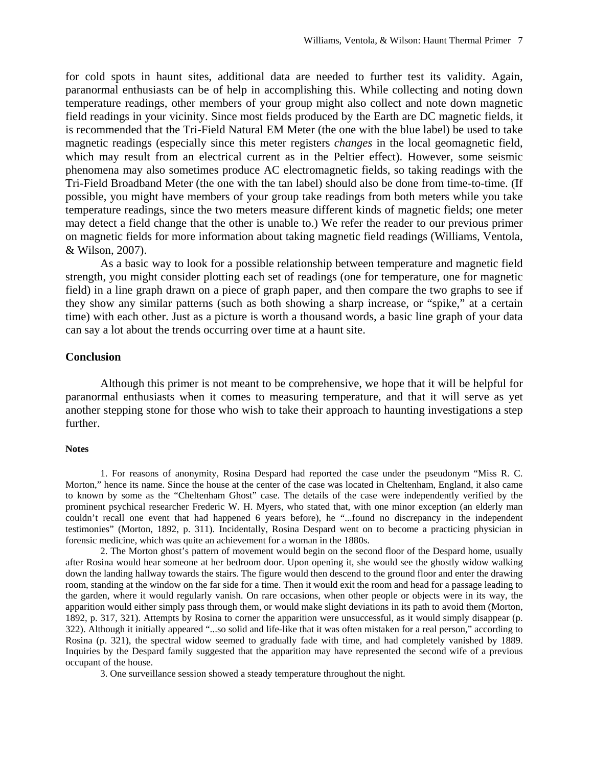for cold spots in haunt sites, additional data are needed to further test its validity. Again, paranormal enthusiasts can be of help in accomplishing this. While collecting and noting down temperature readings, other members of your group might also collect and note down magnetic field readings in your vicinity. Since most fields produced by the Earth are DC magnetic fields, it is recommended that the Tri-Field Natural EM Meter (the one with the blue label) be used to take magnetic readings (especially since this meter registers *changes* in the local geomagnetic field, which may result from an electrical current as in the Peltier effect). However, some seismic phenomena may also sometimes produce AC electromagnetic fields, so taking readings with the Tri-Field Broadband Meter (the one with the tan label) should also be done from time-to-time. (If possible, you might have members of your group take readings from both meters while you take temperature readings, since the two meters measure different kinds of magnetic fields; one meter may detect a field change that the other is unable to.) We refer the reader to our previous primer on magnetic fields for more information about taking magnetic field readings (Williams, Ventola, & Wilson, 2007).

As a basic way to look for a possible relationship between temperature and magnetic field strength, you might consider plotting each set of readings (one for temperature, one for magnetic field) in a line graph drawn on a piece of graph paper, and then compare the two graphs to see if they show any similar patterns (such as both showing a sharp increase, or "spike," at a certain time) with each other. Just as a picture is worth a thousand words, a basic line graph of your data can say a lot about the trends occurring over time at a haunt site.

## Conclusion

Although this primer is not meant to be comprehensive, we hope that it will be helpful for paranormal enthusiasts when it comes to measuring temperature, and that it will serve as yet another stepping stone for those who wish to take their approach to haunting investigations a step further.

#### Notes

1. For reasons of anonymity, Rosina Despard had reported the case under the pseudonym "Miss R. C. Morton," hence its name. Since the house at the center of the case was located in Cheltenham, England, it also came to known by some as the "Cheltenham Ghost" case. The details of the case were independently verified by the prominent psychical researcher Frederic W. H. Myers, who stated that, with one minor exception (an elderly man couldn't recall one event that had happened 6 years before), he "...found no discrepancy in the independent testimonies" (Morton, 1892, p. 311). Incidentally, Rosina Despard went on to become a practicing physician in forensic medicine, which was quite an achievement for a woman in the 1880s.

2. The Morton ghost's pattern of movement would begin on the second floor of the Despard home, usually after Rosina would hear someone at her bedroom door. Upon opening it, she would see the ghostly widow walking down the landing hallway towards the stairs. The figure would then descend to the ground floor and enter the drawing room, standing at the window on the far side for a time. Then it would exit the room and head for a passage leading to the garden, where it would regularly vanish. On rare occasions, when other people or objects were in its way, the apparition would either simply pass through them, or would make slight deviations in its path to avoid them (Morton, 1892, p. 317, 321). Attempts by Rosina to corner the apparition were unsuccessful, as it would simply disappear (p. 322). Although it initially appeared "...so solid and life-like that it was often mistaken for a real person," according to Rosina (p. 321), the spectral widow seemed to gradually fade with time, and had completely vanished by 1889. Inquiries by the Despard family suggested that the apparition may have represented the second wife of a previous occupant of the house.

3. One surveillance session showed a steady temperature throughout the night.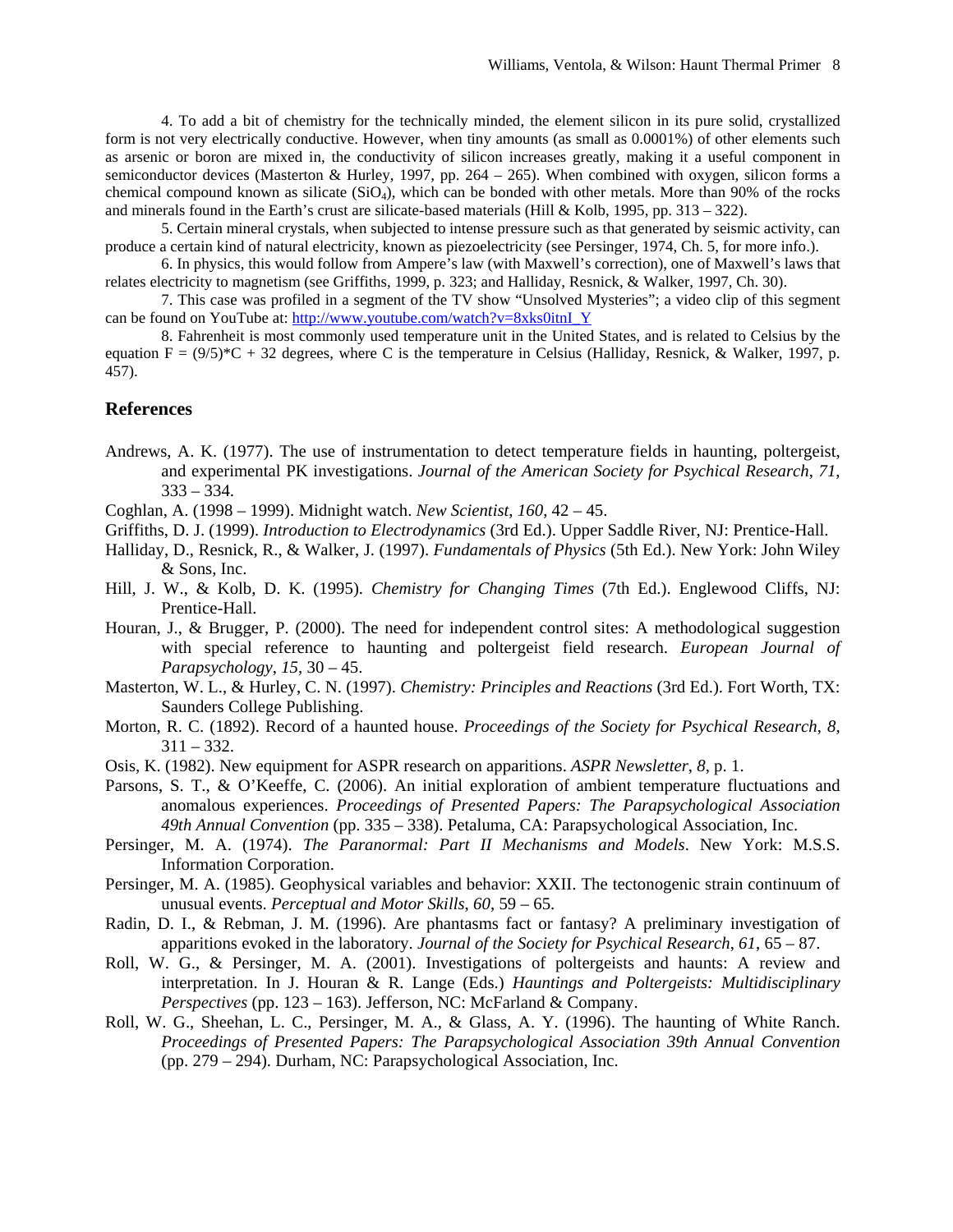4. To add a bit of chemistry for the technically minded, the element silicon in its pure solid, crystallized form is not very electrically conductive. However, when tiny amounts (as small as 0.0001%) of other elements such as arsenic or boron are mixed in, the conductivity of silicon increases greatly, making it a useful component in semiconductor devices (Masterton & Hurley, 1997, pp. 264 – 265). When combined with oxygen, silicon forms a chemical compound known as silicate ($SiO_4$), which can be bonded with other metals. More than 90% of the rocks and minerals found in the Earth's crust are silicate-based materials (Hill & Kolb, 1995, pp. 313 – 322).

5. Certain mineral crystals, when subjected to intense pressure such as that generated by seismic activity, can produce a certain kind of natural electricity, known as piezoelectricity (see Persinger, 1974, Ch. 5, for more info.).

6. In physics, this would follow from Ampere's law (with Maxwell's correction), one of Maxwell's laws that relates electricity to magnetism (see Griffiths, 1999, p. 323; and Halliday, Resnick, & Walker, 1997, Ch. 30).

7. This case was profiled in a segment of the TV show "Unsolved Mysteries"; a video clip of this segment can be found on YouTube at: http://www.youtube.com/watch?v=8xks0itnI_Y

8. Fahrenheit is most commonly used temperature unit in the United States, and is related to Celsius by the equation $F = (9/5)*C + 32$ degrees, where C is the temperature in Celsius (Halliday, Resnick, & Walker, 1997, p. 457).

## References

Andrews, A. K. (1977). The use of instrumentation to detect temperature fields in haunting, poltergeist, and experimental PK investigations. *Journal of the American Society for Psychical Research*, *71*, 333 – 334.

Coghlan, A. (1998 – 1999). Midnight watch. *New Scientist*, *160*, 42 – 45.

Griffiths, D. J. (1999). *Introduction to Electrodynamics* (3rd Ed.). Upper Saddle River, NJ: Prentice-Hall.

Halliday, D., Resnick, R., & Walker, J. (1997). *Fundamentals of Physics* (5th Ed.). New York: John Wiley & Sons, Inc.

Hill, J. W., & Kolb, D. K. (1995). *Chemistry for Changing Times* (7th Ed.). Englewood Cliffs, NJ: Prentice-Hall.

Houran, J., & Brugger, P. (2000). The need for independent control sites: A methodological suggestion with special reference to haunting and poltergeist field research. *European Journal of Parapsychology*, *15*, 30 – 45.

Masterton, W. L., & Hurley, C. N. (1997). *Chemistry: Principles and Reactions* (3rd Ed.). Fort Worth, TX: Saunders College Publishing.

Morton, R. C. (1892). Record of a haunted house. *Proceedings of the Society for Psychical Research*, *8*, 311 – 332.

Osis, K. (1982). New equipment for ASPR research on apparitions. *ASPR Newsletter*, *8*, p. 1.

Parsons, S. T., & O'Keeffe, C. (2006). An initial exploration of ambient temperature fluctuations and anomalous experiences. *Proceedings of Presented Papers: The Parapsychological Association 49th Annual Convention* (pp. 335 – 338). Petaluma, CA: Parapsychological Association, Inc.

Persinger, M. A. (1974). *The Paranormal: Part II Mechanisms and Models*. New York: M.S.S. Information Corporation.

Persinger, M. A. (1985). Geophysical variables and behavior: XXII. The tectonogenic strain continuum of unusual events. *Perceptual and Motor Skills*, *60*, 59 – 65.

Radin, D. I., & Rebman, J. M. (1996). Are phantasms fact or fantasy? A preliminary investigation of apparitions evoked in the laboratory. *Journal of the Society for Psychical Research*, *61*, 65 – 87.

Roll, W. G., & Persinger, M. A. (2001). Investigations of poltergeists and haunts: A review and interpretation. In J. Houran & R. Lange (Eds.) *Hauntings and Poltergeists: Multidisciplinary Perspectives* (pp. 123 – 163). Jefferson, NC: McFarland & Company.

Roll, W. G., Sheehan, L. C., Persinger, M. A., & Glass, A. Y. (1996). The haunting of White Ranch. *Proceedings of Presented Papers: The Parapsychological Association 39th Annual Convention* (pp. 279 – 294). Durham, NC: Parapsychological Association, Inc.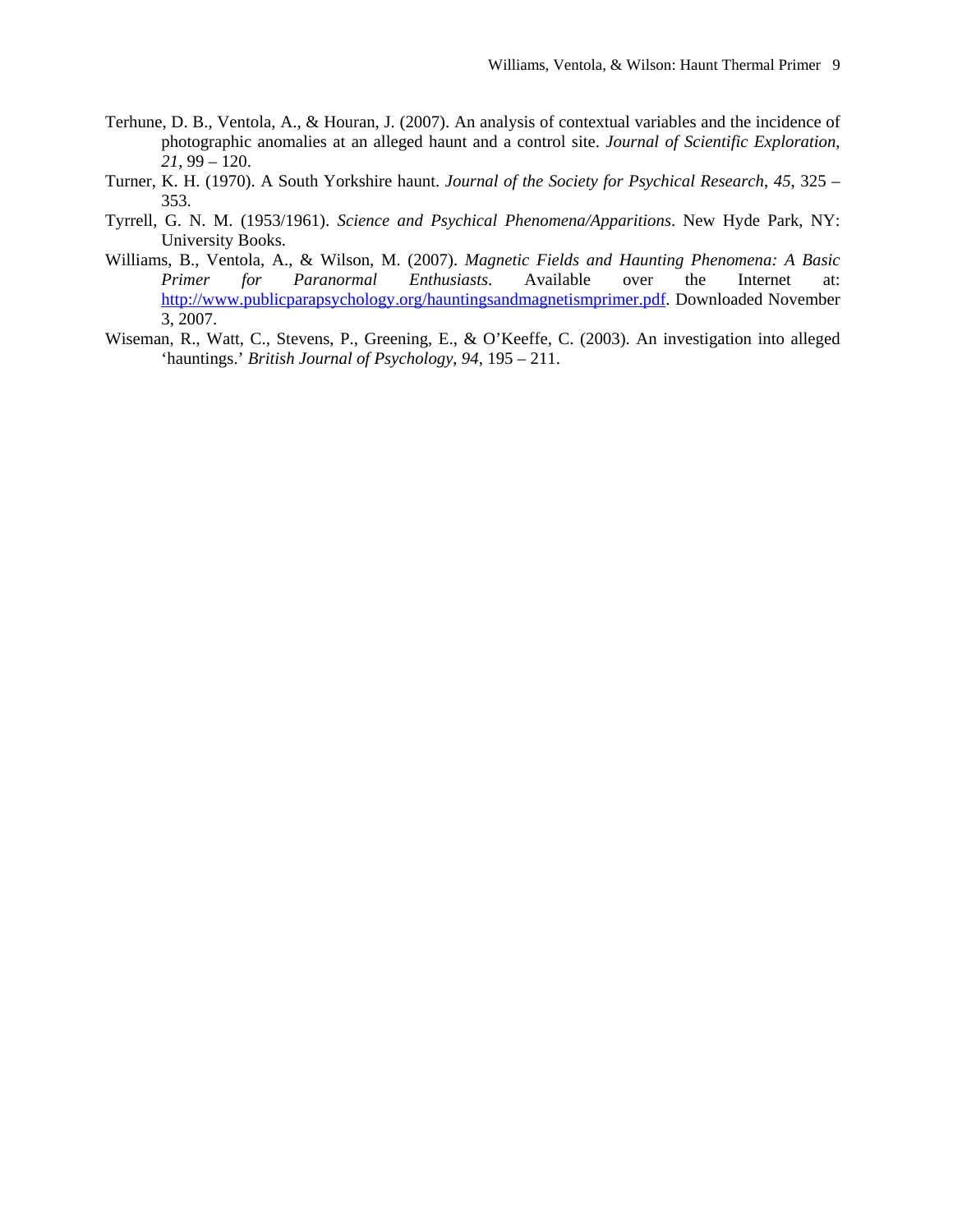Terhune, D. B., Ventola, A., & Houran, J. (2007). An analysis of contextual variables and the incidence of photographic anomalies at an alleged haunt and a control site. *Journal of Scientific Exploration*, *21*, 99 – 120.

Turner, K. H. (1970). A South Yorkshire haunt. *Journal of the Society for Psychical Research*, *45*, 325 – 353.

Tyrrell, G. N. M. (1953/1961). *Science and Psychical Phenomena/Apparitions*. New Hyde Park, NY: University Books.

Williams, B., Ventola, A., & Wilson, M. (2007). *Magnetic Fields and Haunting Phenomena: A Basic Primer for Paranormal Enthusiasts*. Available over the Internet at: http://www.publicparapsychology.org/hauntingsandmagnetismprimer.pdf. Downloaded November 3, 2007.

Wiseman, R., Watt, C., Stevens, P., Greening, E., & O'Keeffe, C. (2003). An investigation into alleged 'hauntings.' *British Journal of Psychology*, *94*, 195 – 211.